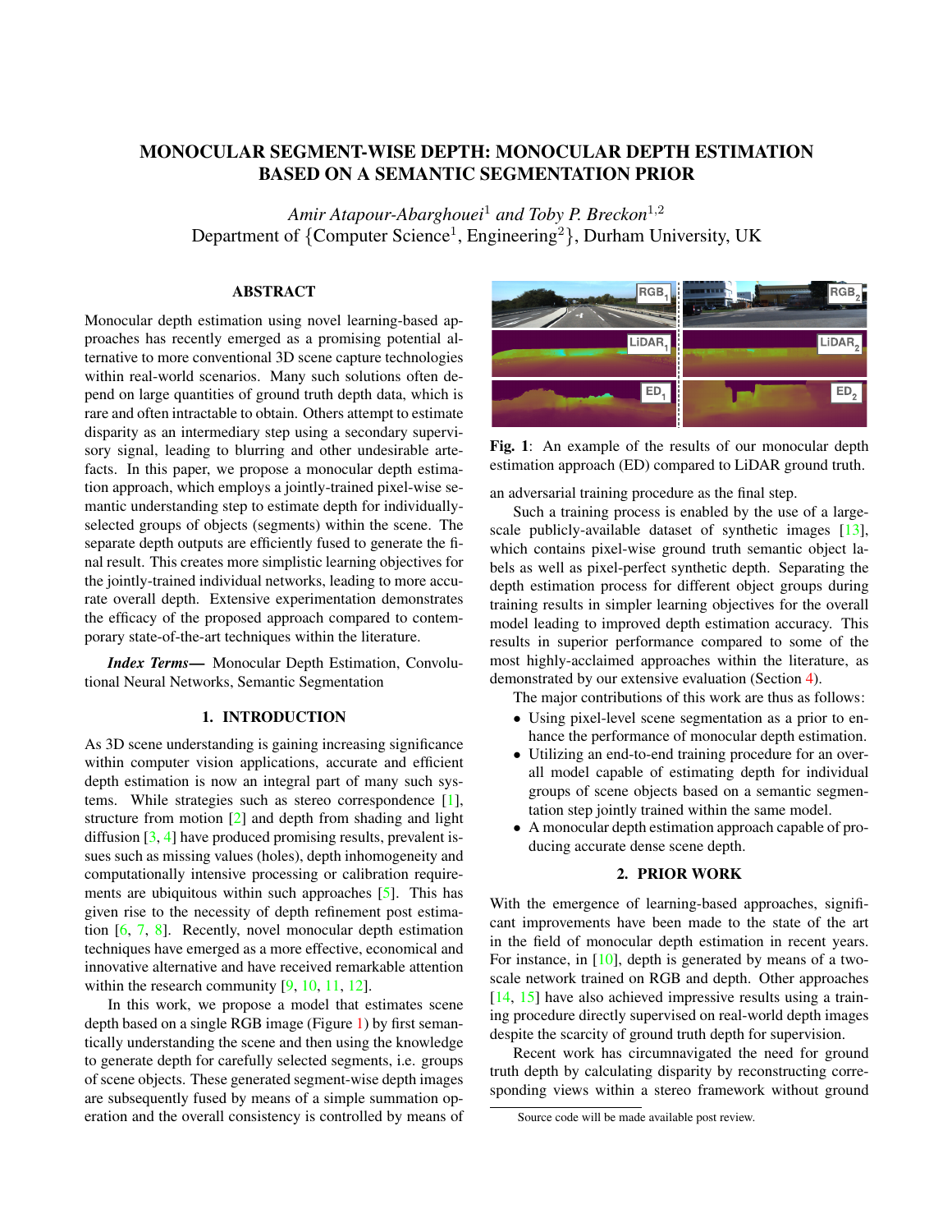# MONOCULAR SEGMENT-WISE DEPTH: MONOCULAR DEPTH ESTIMATION BASED ON A SEMANTIC SEGMENTATION PRIOR

*Amir Atapour-Abarghouei*[1] *and Toby P. Breckon*[1,2]

Department of {Computer Science[1], Engineering[2]}, Durham University, UK

## ABSTRACT

Monocular depth estimation using novel learning-based approaches has recently emerged as a promising potential alternative to more conventional 3D scene capture technologies within real-world scenarios. Many such solutions often depend on large quantities of ground truth depth data, which is rare and often intractable to obtain. Others attempt to estimate disparity as an intermediary step using a secondary supervisory signal, leading to blurring and other undesirable artefacts. In this paper, we propose a monocular depth estimation approach, which employs a jointly-trained pixel-wise semantic understanding step to estimate depth for individually-selected groups of objects (segments) within the scene. The separate depth outputs are efficiently fused to generate the final result. This creates more simplistic learning objectives for the jointly-trained individual networks, leading to more accurate overall depth. Extensive experimentation demonstrates the efficacy of the proposed approach compared to contemporary state-of-the-art techniques within the literature.

***Index Terms*—** Monocular Depth Estimation, Convolutional Neural Networks, Semantic Segmentation

## 1. INTRODUCTION

As 3D scene understanding is gaining increasing significance within computer vision applications, accurate and efficient depth estimation is now an integral part of many such systems. While strategies such as stereo correspondence [1], structure from motion [2] and depth from shading and light diffusion [3, 4] have produced promising results, prevalent issues such as missing values (holes), depth inhomogeneity and computationally intensive processing or calibration requirements are ubiquitous within such approaches [5]. This has given rise to the necessity of depth refinement post estimation [6, 7, 8]. Recently, novel monocular depth estimation techniques have emerged as a more effective, economical and innovative alternative and have received remarkable attention within the research community [9, 10, 11, 12].

In this work, we propose a model that estimates scene depth based on a single RGB image (Figure 1) by first semantically understanding the scene and then using the knowledge to generate depth for carefully selected segments, i.e. groups of scene objects. These generated segment-wise depth images are subsequently fused by means of a simple summation operation and the overall consistency is controlled by means of an adversarial training procedure as the final step.

**Fig. 1**: An example of the results of our monocular depth estimation approach (ED) compared to LiDAR ground truth.

Such a training process is enabled by the use of a large-scale publicly-available dataset of synthetic images [13], which contains pixel-wise ground truth semantic object labels as well as pixel-perfect synthetic depth. Separating the depth estimation process for different object groups during training results in simpler learning objectives for the overall model leading to improved depth estimation accuracy. This results in superior performance compared to some of the most highly-acclaimed approaches within the literature, as demonstrated by our extensive evaluation (Section 4).

The major contributions of this work are thus as follows:

- Using pixel-level scene segmentation as a prior to enhance the performance of monocular depth estimation.
- Utilizing an end-to-end training procedure for an overall model capable of estimating depth for individual groups of scene objects based on a semantic segmentation step jointly trained within the same model.
- A monocular depth estimation approach capable of producing accurate dense scene depth.

## 2. PRIOR WORK

With the emergence of learning-based approaches, significant improvements have been made to the state of the art in the field of monocular depth estimation in recent years. For instance, in [10], depth is generated by means of a two-scale network trained on RGB and depth. Other approaches [14, 15] have also achieved impressive results using a training procedure directly supervised on real-world depth images despite the scarcity of ground truth depth for supervision.

Recent work has circumnavigated the need for ground truth depth by calculating disparity by reconstructing corresponding views within a stereo framework without ground

Source code will be made available post review.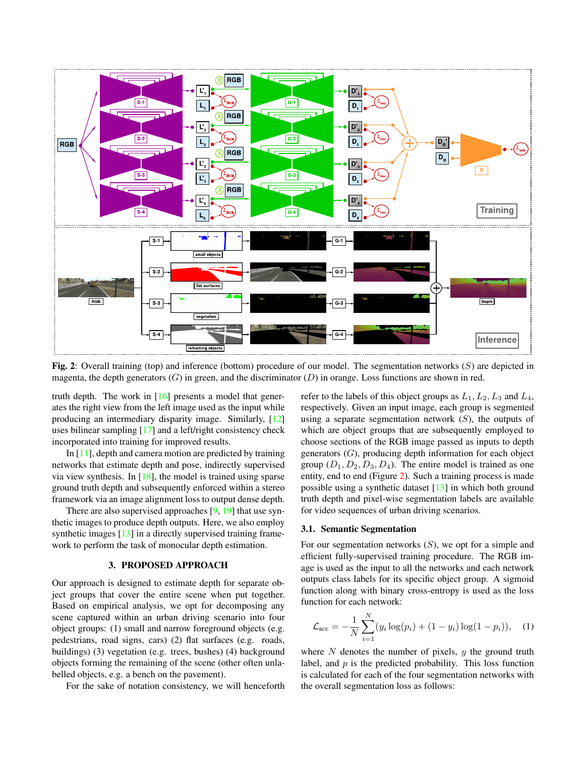**Fig. 2**: Overall training (top) and inference (bottom) procedure of our model. The segmentation networks ($S$) are depicted in magenta, the depth generators ($G$) in green, and the discriminator ($D$) in orange. Loss functions are shown in red.

truth depth. The work in [16] presents a model that generates the right view from the left image used as the input while producing an intermediary disparity image. Similarly, [12] uses bilinear sampling [17] and a left/right consistency check incorporated into training for improved results.

In [11], depth and camera motion are predicted by training networks that estimate depth and pose, indirectly supervised via view synthesis. In [18], the model is trained using sparse ground truth depth and subsequently enforced within a stereo framework via an image alignment loss to output dense depth.

There are also supervised approaches [9, 19] that use synthetic images to produce depth outputs. Here, we also employ synthetic images [13] in a directly supervised training framework to perform the task of monocular depth estimation.

## 3. PROPOSED APPROACH

Our approach is designed to estimate depth for separate object groups that cover the entire scene when put together. Based on empirical analysis, we opt for decomposing any scene captured within an urban driving scenario into four object groups: (1) small and narrow foreground objects (e.g. pedestrians, road signs, cars) (2) flat surfaces (e.g. roads, buildings) (3) vegetation (e.g. trees, bushes) (4) background objects forming the remaining of the scene (other often unlabelled objects, e.g. a bench on the pavement).

For the sake of notation consistency, we will henceforth refer to the labels of this object groups as $L_1, L_2, L_3$ and $L_4$, respectively. Given an input image, each group is segmented using a separate segmentation network ($S$), the outputs of which are object groups that are subsequently employed to choose sections of the RGB image passed as inputs to depth generators ($G$), producing depth information for each object group ($D_1, D_2, D_3, D_4$). The entire model is trained as one entity, end to end (Figure 2). Such a training process is made possible using a synthetic dataset [13] in which both ground truth depth and pixel-wise segmentation labels are available for video sequences of urban driving scenarios.

### 3.1. Semantic Segmentation

For our segmentation networks ($S$), we opt for a simple and efficient fully-supervised training procedure. The RGB image is used as the input to all the networks and each network outputs class labels for its specific object group. A sigmoid function along with binary cross-entropy is used as the loss function for each network:

$$\mathcal{L}_{\text{BCE}} = -\frac{1}{N}\sum_{i=1}^{N}(y_i \log(p_i) + (1 - y_i)\log(1 - p_i)), \quad (1)$$

where $N$ denotes the number of pixels, $y$ the ground truth label, and $p$ is the predicted probability. This loss function is calculated for each of the four segmentation networks with the overall segmentation loss as follows: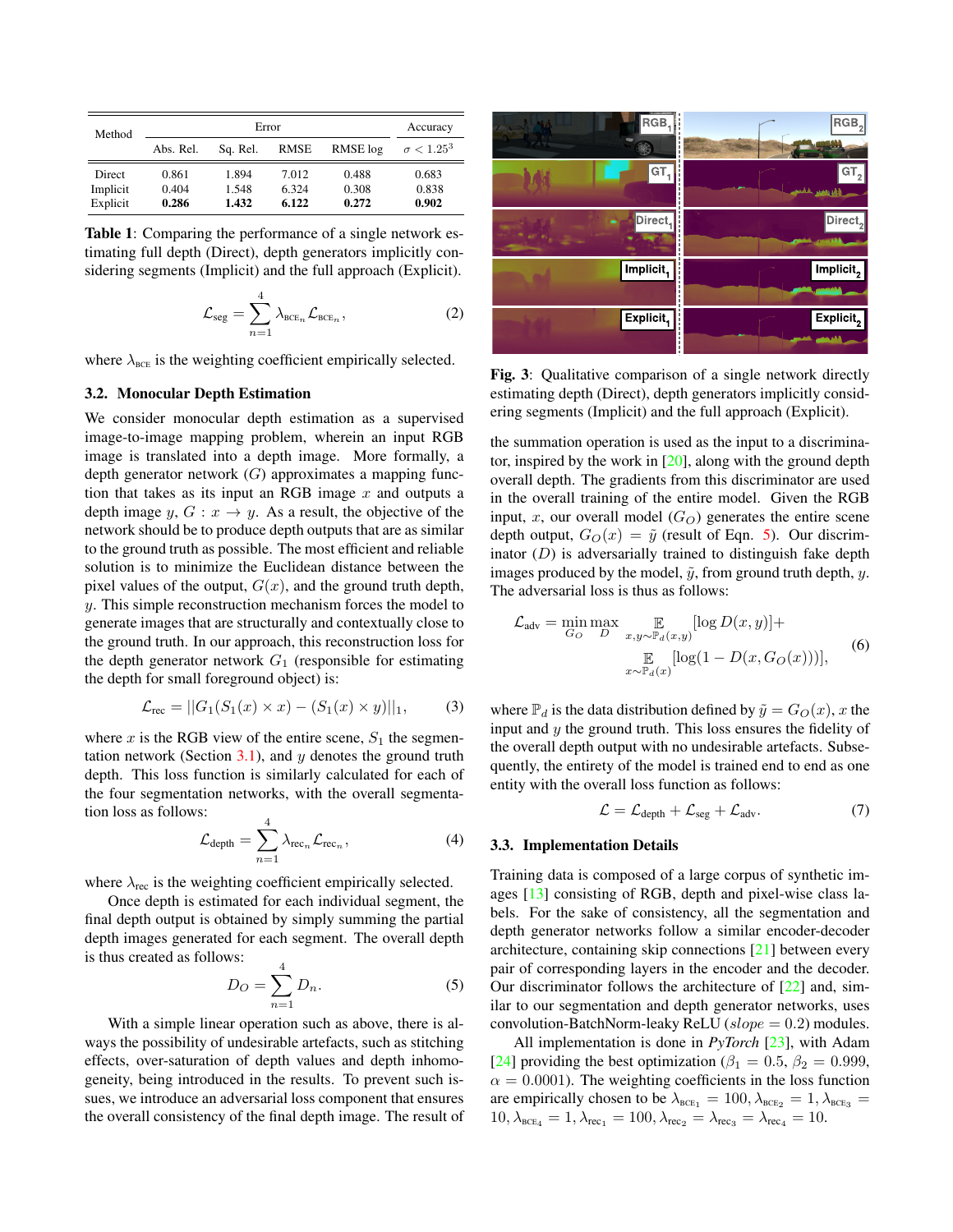| Method | Error | | | | Accuracy |
|---|---|---|---|---|---|
| | Abs. Rel. | Sq. Rel. | RMSE | RMSE log | $\sigma < 1.25^3$ |
| Direct | 0.861 | 1.894 | 7.012 | 0.488 | 0.683 |
| Implicit | 0.404 | 1.548 | 6.324 | 0.308 | 0.838 |
| Explicit | **0.286** | **1.432** | **6.122** | **0.272** | **0.902** |

**Table 1**: Comparing the performance of a single network estimating full depth (Direct), depth generators implicitly considering segments (Implicit) and the full approach (Explicit).

$$\mathcal{L}_{\text{seg}} = \sum_{n=1}^{4} \lambda_{\text{BCE}_n} \mathcal{L}_{\text{BCE}_n}, \tag{2}$$

where $\lambda_{\text{BCE}}$ is the weighting coefficient empirically selected.

### 3.2. Monocular Depth Estimation

We consider monocular depth estimation as a supervised image-to-image mapping problem, wherein an input RGB image is translated into a depth image. More formally, a depth generator network ($G$) approximates a mapping function that takes as its input an RGB image $x$ and outputs a depth image $y$, $G : x \to y$. As a result, the objective of the network should be to produce depth outputs that are as similar to the ground truth as possible. The most efficient and reliable solution is to minimize the Euclidean distance between the pixel values of the output, $G(x)$, and the ground truth depth, $y$. This simple reconstruction mechanism forces the model to generate images that are structurally and contextually close to the ground truth. In our approach, this reconstruction loss for the depth generator network $G_1$ (responsible for estimating the depth for small foreground object) is:

$$\mathcal{L}_{\text{rec}} = ||G_1(S_1(x) \times x) - (S_1(x) \times y)||_1, \tag{3}$$

where $x$ is the RGB view of the entire scene, $S_1$ the segmentation network (Section 3.1), and $y$ denotes the ground truth depth. This loss function is similarly calculated for each of the four segmentation networks, with the overall segmentation loss as follows:

$$\mathcal{L}_{\text{depth}} = \sum_{n=1}^{4} \lambda_{\text{rec}_n} \mathcal{L}_{\text{rec}_n}, \tag{4}$$

where $\lambda_{\text{rec}}$ is the weighting coefficient empirically selected.

Once depth is estimated for each individual segment, the final depth output is obtained by simply summing the partial depth images generated for each segment. The overall depth is thus created as follows:

$$D_O = \sum_{n=1}^{4} D_n. \tag{5}$$

With a simple linear operation such as above, there is always the possibility of undesirable artefacts, such as stitching effects, over-saturation of depth values and depth inhomogeneity, being introduced in the results. To prevent such issues, we introduce an adversarial loss component that ensures the overall consistency of the final depth image. The result of the summation operation is used as the input to a discriminator, inspired by the work in [20], along with the ground depth overall depth. The gradients from this discriminator are used in the overall training of the entire model. Given the RGB input, $x$, our overall model ($G_O$) generates the entire scene depth output, $G_O(x) = \tilde{y}$ (result of Eqn. 5). Our discriminator ($D$) is adversarially trained to distinguish fake depth images produced by the model, $\tilde{y}$, from ground truth depth, $y$. The adversarial loss is thus as follows:

Fig. 3: Qualitative comparison of a single network directly estimating depth (Direct), depth generators implicitly considering segments (Implicit) and the full approach (Explicit).

$$\mathcal{L}_{\text{adv}} = \min_{G_O} \max_{D} \mathop{\mathbb{E}}_{x,y \sim \mathbb{P}_d(x,y)} [\log D(x,y)] + \mathop{\mathbb{E}}_{x \sim \mathbb{P}_d(x)} [\log(1 - D(x, G_O(x)))], \tag{6}$$

where $\mathbb{P}_d$ is the data distribution defined by $\tilde{y} = G_O(x)$, $x$ the input and $y$ the ground truth. This loss ensures the fidelity of the overall depth output with no undesirable artefacts. Subsequently, the entirety of the model is trained end to end as one entity with the overall loss function as follows:

$$\mathcal{L} = \mathcal{L}_{\text{depth}} + \mathcal{L}_{\text{seg}} + \mathcal{L}_{\text{adv}}. \tag{7}$$

### 3.3. Implementation Details

Training data is composed of a large corpus of synthetic images [13] consisting of RGB, depth and pixel-wise class labels. For the sake of consistency, all the segmentation and depth generator networks follow a similar encoder-decoder architecture, containing skip connections [21] between every pair of corresponding layers in the encoder and the decoder. Our discriminator follows the architecture of [22] and, similar to our segmentation and depth generator networks, uses convolution-BatchNorm-leaky ReLU ($slope = 0.2$) modules.

All implementation is done in *PyTorch* [23], with Adam [24] providing the best optimization ($\beta_1 = 0.5$, $\beta_2 = 0.999$, $\alpha = 0.0001$). The weighting coefficients in the loss function are empirically chosen to be $\lambda_{\text{BCE}_1} = 100, \lambda_{\text{BCE}_2} = 1, \lambda_{\text{BCE}_3} = 10, \lambda_{\text{BCE}_4} = 1, \lambda_{\text{rec}_1} = 100, \lambda_{\text{rec}_2} = \lambda_{\text{rec}_3} = \lambda_{\text{rec}_4} = 10$.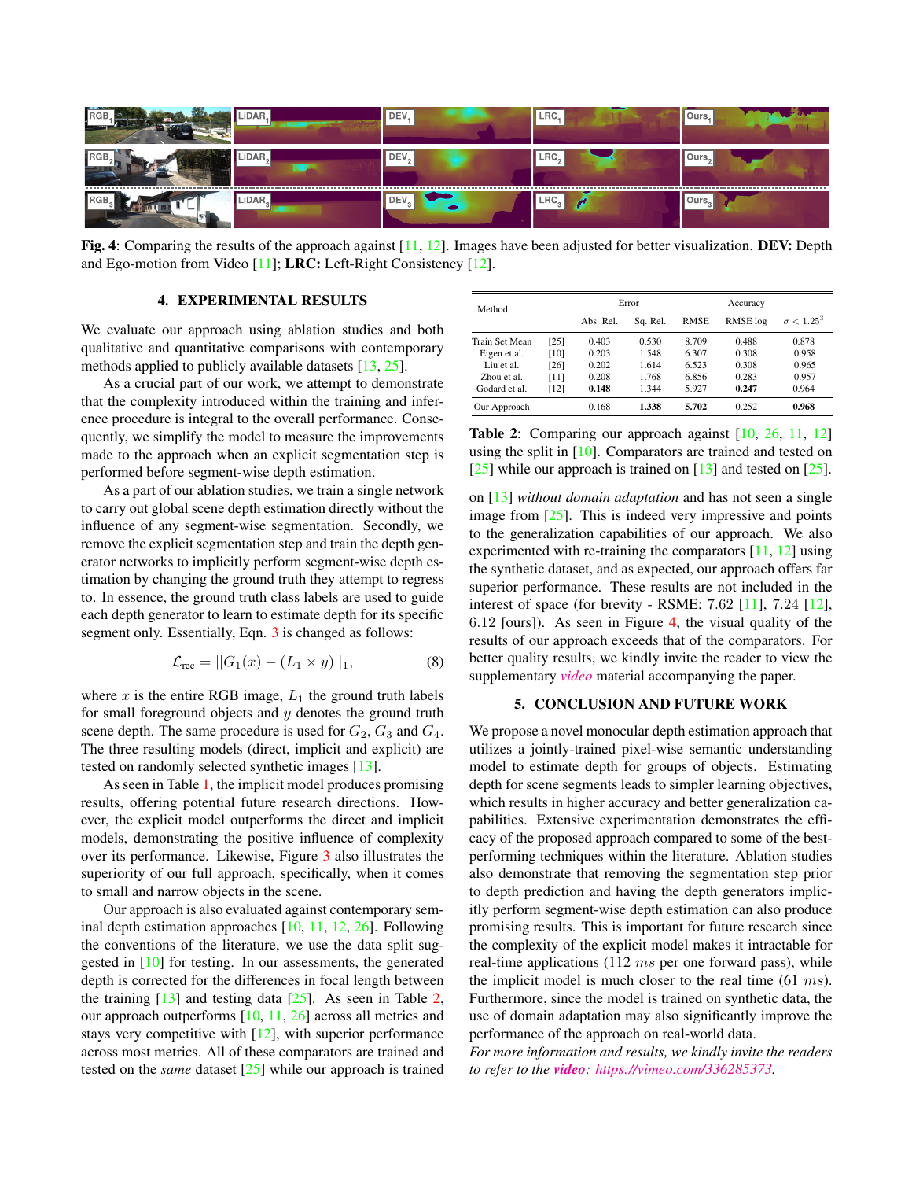**Fig. 4**: Comparing the results of the approach against [11, 12]. Images have been adjusted for better visualization. **DEV:** Depth and Ego-motion from Video [11]; **LRC:** Left-Right Consistency [12].

## 4. EXPERIMENTAL RESULTS

We evaluate our approach using ablation studies and both qualitative and quantitative comparisons with contemporary methods applied to publicly available datasets [13, 25].

As a crucial part of our work, we attempt to demonstrate that the complexity introduced within the training and inference procedure is integral to the overall performance. Consequently, we simplify the model to measure the improvements made to the approach when an explicit segmentation step is performed before segment-wise depth estimation.

As a part of our ablation studies, we train a single network to carry out global scene depth estimation directly without the influence of any segment-wise segmentation. Secondly, we remove the explicit segmentation step and train the depth generator networks to implicitly perform segment-wise depth estimation by changing the ground truth they attempt to regress to. In essence, the ground truth class labels are used to guide each depth generator to learn to estimate depth for its specific segment only. Essentially, Eqn. 3 is changed as follows:

$$\mathcal{L}_{\text{rec}} = ||G_1(x) - (L_1 \times y)||_1, \tag{8}$$

where $x$ is the entire RGB image, $L_1$ the ground truth labels for small foreground objects and $y$ denotes the ground truth scene depth. The same procedure is used for $G_2$, $G_3$ and $G_4$. The three resulting models (direct, implicit and explicit) are tested on randomly selected synthetic images [13].

As seen in Table 1, the implicit model produces promising results, offering potential future research directions. However, the explicit model outperforms the direct and implicit models, demonstrating the positive influence of complexity over its performance. Likewise, Figure 3 also illustrates the superiority of our full approach, specifically, when it comes to small and narrow objects in the scene.

Our approach is also evaluated against contemporary seminal depth estimation approaches [10, 11, 12, 26]. Following the conventions of the literature, we use the data split suggested in [10] for testing. In our assessments, the generated depth is corrected for the differences in focal length between the training [13] and testing data [25]. As seen in Table 2, our approach outperforms [10, 11, 26] across all metrics and stays very competitive with [12], with superior performance across most metrics. All of these comparators are trained and tested on the *same* dataset [25] while our approach is trained on [13] *without domain adaptation* and has not seen a single image from [25]. This is indeed very impressive and points to the generalization capabilities of our approach. We also experimented with re-training the comparators [11, 12] using the synthetic dataset, and as expected, our approach offers far superior performance. These results are not included in the interest of space (for brevity - RSME: 7.62 [11], 7.24 [12], 6.12 [ours]). As seen in Figure 4, the visual quality of the results of our approach exceeds that of the comparators. For better quality results, we kindly invite the reader to view the supplementary *video* material accompanying the paper.

| Method | | Error | | | | Accuracy |
|---|---|---|---|---|---|---|
| | | Abs. Rel. | Sq. Rel. | RMSE | RMSE log | $\sigma < 1.25^3$ |
| Train Set Mean | [25] | 0.403 | 0.530 | 8.709 | 0.488 | 0.878 |
| Eigen et al. | [10] | 0.203 | 1.548 | 6.307 | 0.308 | 0.958 |
| Liu et al. | [26] | 0.202 | 1.614 | 6.523 | 0.308 | 0.965 |
| Zhou et al. | [11] | 0.208 | 1.768 | 6.856 | 0.283 | 0.957 |
| Godard et al. | [12] | **0.148** | 1.344 | 5.927 | **0.247** | 0.964 |
| Our Approach | | 0.168 | **1.338** | **5.702** | 0.252 | **0.968** |

**Table 2**: Comparing our approach against [10, 26, 11, 12] using the split in [10]. Comparators are trained and tested on [25] while our approach is trained on [13] and tested on [25].

## 5. CONCLUSION AND FUTURE WORK

We propose a novel monocular depth estimation approach that utilizes a jointly-trained pixel-wise semantic understanding model to estimate depth for groups of objects. Estimating depth for scene segments leads to simpler learning objectives, which results in higher accuracy and better generalization capabilities. Extensive experimentation demonstrates the efficacy of the proposed approach compared to some of the best-performing techniques within the literature. Ablation studies also demonstrate that removing the segmentation step prior to depth prediction and having the depth generators implicitly perform segment-wise depth estimation can also produce promising results. This is important for future research since the complexity of the explicit model makes it intractable for real-time applications (112 $ms$ per one forward pass), while the implicit model is much closer to the real time (61 $ms$). Furthermore, since the model is trained on synthetic data, the use of domain adaptation may also significantly improve the performance of the approach on real-world data.

*For more information and results, we kindly invite the readers to refer to the* ***video****: https://vimeo.com/336285373.*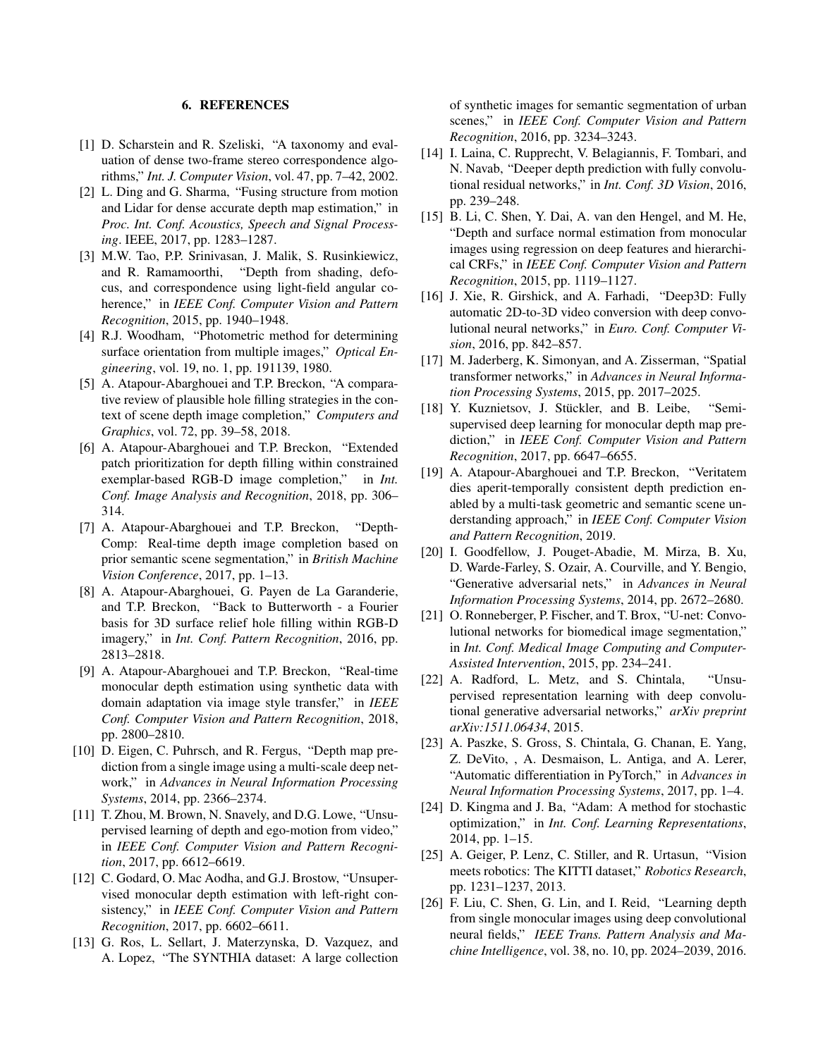## 6. REFERENCES

[1] D. Scharstein and R. Szeliski, "A taxonomy and evaluation of dense two-frame stereo correspondence algorithms," *Int. J. Computer Vision*, vol. 47, pp. 7–42, 2002.

[2] L. Ding and G. Sharma, "Fusing structure from motion and Lidar for dense accurate depth map estimation," in *Proc. Int. Conf. Acoustics, Speech and Signal Processing*. IEEE, 2017, pp. 1283–1287.

[3] M.W. Tao, P.P. Srinivasan, J. Malik, S. Rusinkiewicz, and R. Ramamoorthi, "Depth from shading, defocus, and correspondence using light-field angular coherence," in *IEEE Conf. Computer Vision and Pattern Recognition*, 2015, pp. 1940–1948.

[4] R.J. Woodham, "Photometric method for determining surface orientation from multiple images," *Optical Engineering*, vol. 19, no. 1, pp. 191139, 1980.

[5] A. Atapour-Abarghouei and T.P. Breckon, "A comparative review of plausible hole filling strategies in the context of scene depth image completion," *Computers and Graphics*, vol. 72, pp. 39–58, 2018.

[6] A. Atapour-Abarghouei and T.P. Breckon, "Extended patch prioritization for depth filling within constrained exemplar-based RGB-D image completion," in *Int. Conf. Image Analysis and Recognition*, 2018, pp. 306–314.

[7] A. Atapour-Abarghouei and T.P. Breckon, "DepthComp: Real-time depth image completion based on prior semantic scene segmentation," in *British Machine Vision Conference*, 2017, pp. 1–13.

[8] A. Atapour-Abarghouei, G. Payen de La Garanderie, and T.P. Breckon, "Back to Butterworth - a Fourier basis for 3D surface relief hole filling within RGB-D imagery," in *Int. Conf. Pattern Recognition*, 2016, pp. 2813–2818.

[9] A. Atapour-Abarghouei and T.P. Breckon, "Real-time monocular depth estimation using synthetic data with domain adaptation via image style transfer," in *IEEE Conf. Computer Vision and Pattern Recognition*, 2018, pp. 2800–2810.

[10] D. Eigen, C. Puhrsch, and R. Fergus, "Depth map prediction from a single image using a multi-scale deep network," in *Advances in Neural Information Processing Systems*, 2014, pp. 2366–2374.

[11] T. Zhou, M. Brown, N. Snavely, and D.G. Lowe, "Unsupervised learning of depth and ego-motion from video," in *IEEE Conf. Computer Vision and Pattern Recognition*, 2017, pp. 6612–6619.

[12] C. Godard, O. Mac Aodha, and G.J. Brostow, "Unsupervised monocular depth estimation with left-right consistency," in *IEEE Conf. Computer Vision and Pattern Recognition*, 2017, pp. 6602–6611.

[13] G. Ros, L. Sellart, J. Materzynska, D. Vazquez, and A. Lopez, "The SYNTHIA dataset: A large collection of synthetic images for semantic segmentation of urban scenes," in *IEEE Conf. Computer Vision and Pattern Recognition*, 2016, pp. 3234–3243.

[14] I. Laina, C. Rupprecht, V. Belagiannis, F. Tombari, and N. Navab, "Deeper depth prediction with fully convolutional residual networks," in *Int. Conf. 3D Vision*, 2016, pp. 239–248.

[15] B. Li, C. Shen, Y. Dai, A. van den Hengel, and M. He, "Depth and surface normal estimation from monocular images using regression on deep features and hierarchical CRFs," in *IEEE Conf. Computer Vision and Pattern Recognition*, 2015, pp. 1119–1127.

[16] J. Xie, R. Girshick, and A. Farhadi, "Deep3D: Fully automatic 2D-to-3D video conversion with deep convolutional neural networks," in *Euro. Conf. Computer Vision*, 2016, pp. 842–857.

[17] M. Jaderberg, K. Simonyan, and A. Zisserman, "Spatial transformer networks," in *Advances in Neural Information Processing Systems*, 2015, pp. 2017–2025.

[18] Y. Kuznietsov, J. Stückler, and B. Leibe, "Semi-supervised deep learning for monocular depth map prediction," in *IEEE Conf. Computer Vision and Pattern Recognition*, 2017, pp. 6647–6655.

[19] A. Atapour-Abarghouei and T.P. Breckon, "Veritatem dies aperit-temporally consistent depth prediction enabled by a multi-task geometric and semantic scene understanding approach," in *IEEE Conf. Computer Vision and Pattern Recognition*, 2019.

[20] I. Goodfellow, J. Pouget-Abadie, M. Mirza, B. Xu, D. Warde-Farley, S. Ozair, A. Courville, and Y. Bengio, "Generative adversarial nets," in *Advances in Neural Information Processing Systems*, 2014, pp. 2672–2680.

[21] O. Ronneberger, P. Fischer, and T. Brox, "U-net: Convolutional networks for biomedical image segmentation," in *Int. Conf. Medical Image Computing and Computer-Assisted Intervention*, 2015, pp. 234–241.

[22] A. Radford, L. Metz, and S. Chintala, "Unsupervised representation learning with deep convolutional generative adversarial networks," *arXiv preprint arXiv:1511.06434*, 2015.

[23] A. Paszke, S. Gross, S. Chintala, G. Chanan, E. Yang, Z. DeVito, , A. Desmaison, L. Antiga, and A. Lerer, "Automatic differentiation in PyTorch," in *Advances in Neural Information Processing Systems*, 2017, pp. 1–4.

[24] D. Kingma and J. Ba, "Adam: A method for stochastic optimization," in *Int. Conf. Learning Representations*, 2014, pp. 1–15.

[25] A. Geiger, P. Lenz, C. Stiller, and R. Urtasun, "Vision meets robotics: The KITTI dataset," *Robotics Research*, pp. 1231–1237, 2013.

[26] F. Liu, C. Shen, G. Lin, and I. Reid, "Learning depth from single monocular images using deep convolutional neural fields," *IEEE Trans. Pattern Analysis and Machine Intelligence*, vol. 38, no. 10, pp. 2024–2039, 2016.